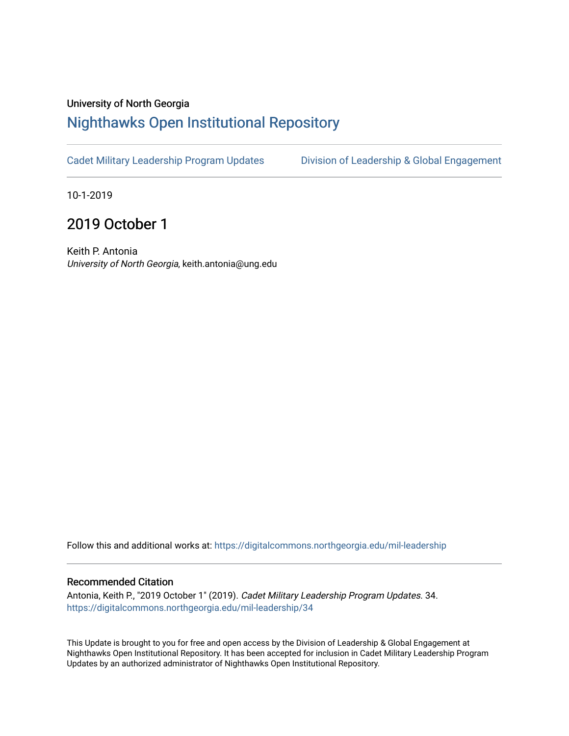University of North Georgia

# Nighthawks Open Institutional Repository

Cadet Military Leadership Program Updates    Division of Leadership & Global Engagement

10-1-2019

## 2019 October 1

Keith P. Antonia
*University of North Georgia*, keith.antonia@ung.edu

Follow this and additional works at: https://digitalcommons.northgeorgia.edu/mil-leadership

### Recommended Citation

Antonia, Keith P., "2019 October 1" (2019). *Cadet Military Leadership Program Updates*. 34.
https://digitalcommons.northgeorgia.edu/mil-leadership/34

This Update is brought to you for free and open access by the Division of Leadership & Global Engagement at Nighthawks Open Institutional Repository. It has been accepted for inclusion in Cadet Military Leadership Program Updates by an authorized administrator of Nighthawks Open Institutional Repository.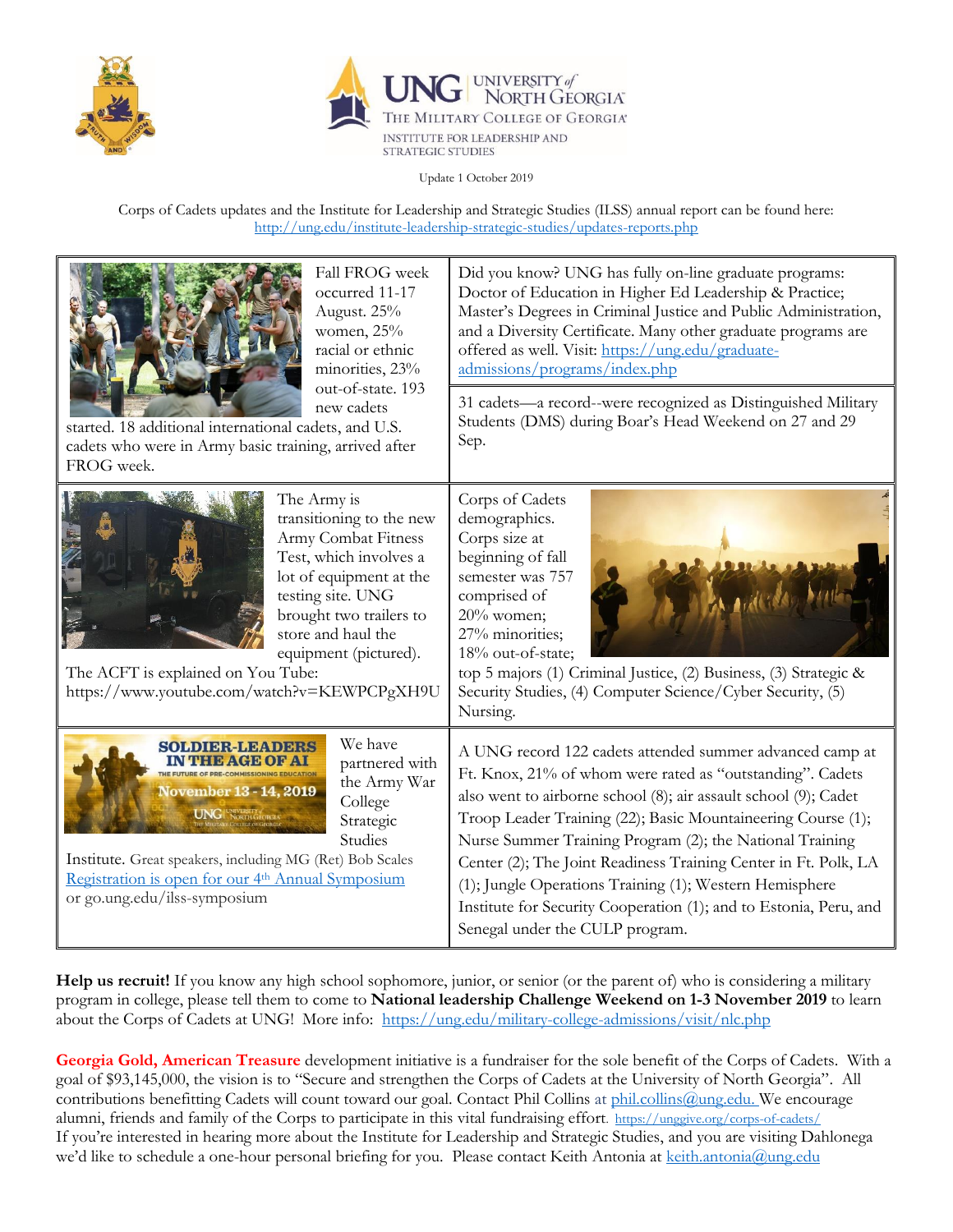Update 1 October 2019

Corps of Cadets updates and the Institute for Leadership and Strategic Studies (ILSS) annual report can be found here: http://ung.edu/institute-leadership-strategic-studies/updates-reports.php

Fall FROG week occurred 11-17 August. 25% women, 25% racial or ethnic minorities, 23% out-of-state. 193 new cadets started. 18 additional international cadets, and U.S. cadets who were in Army basic training, arrived after FROG week.

Did you know? UNG has fully on-line graduate programs: Doctor of Education in Higher Ed Leadership & Practice; Master's Degrees in Criminal Justice and Public Administration, and a Diversity Certificate. Many other graduate programs are offered as well. Visit: https://ung.edu/graduate-admissions/programs/index.php

31 cadets—a record--were recognized as Distinguished Military Students (DMS) during Boar's Head Weekend on 27 and 29 Sep.

The Army is transitioning to the new Army Combat Fitness Test, which involves a lot of equipment at the testing site. UNG brought two trailers to store and haul the equipment (pictured). The ACFT is explained on You Tube: https://www.youtube.com/watch?v=KEWPCPgXH9U

Corps of Cadets demographics. Corps size at beginning of fall semester was 757 comprised of 20% women; 27% minorities; 18% out-of-state; top 5 majors (1) Criminal Justice, (2) Business, (3) Strategic & Security Studies, (4) Computer Science/Cyber Security, (5) Nursing.

SOLDIER-LEADERS IN THE AGE OF AI
THE FUTURE OF PRE-COMMISSIONING EDUCATION
November 13 - 14, 2019

We have partnered with the Army War College Strategic Studies Institute. Great speakers, including MG (Ret) Bob Scales
Registration is open for our 4th Annual Symposium or go.ung.edu/ilss-symposium

A UNG record 122 cadets attended summer advanced camp at Ft. Knox, 21% of whom were rated as "outstanding". Cadets also went to airborne school (8); air assault school (9); Cadet Troop Leader Training (22); Basic Mountaineering Course (1); Nurse Summer Training Program (2); the National Training Center (2); The Joint Readiness Training Center in Ft. Polk, LA (1); Jungle Operations Training (1); Western Hemisphere Institute for Security Cooperation (1); and to Estonia, Peru, and Senegal under the CULP program.

**Help us recruit!** If you know any high school sophomore, junior, or senior (or the parent of) who is considering a military program in college, please tell them to come to **National leadership Challenge Weekend on 1-3 November 2019** to learn about the Corps of Cadets at UNG! More info: https://ung.edu/military-college-admissions/visit/nlc.php

**Georgia Gold, American Treasure** development initiative is a fundraiser for the sole benefit of the Corps of Cadets. With a goal of $93,145,000, the vision is to "Secure and strengthen the Corps of Cadets at the University of North Georgia". All contributions benefitting Cadets will count toward our goal. Contact Phil Collins at phil.collins@ung.edu. We encourage alumni, friends and family of the Corps to participate in this vital fundraising effort. https://unggive.org/corps-of-cadets/
If you're interested in hearing more about the Institute for Leadership and Strategic Studies, and you are visiting Dahlonega we'd like to schedule a one-hour personal briefing for you. Please contact Keith Antonia at keith.antonia@ung.edu